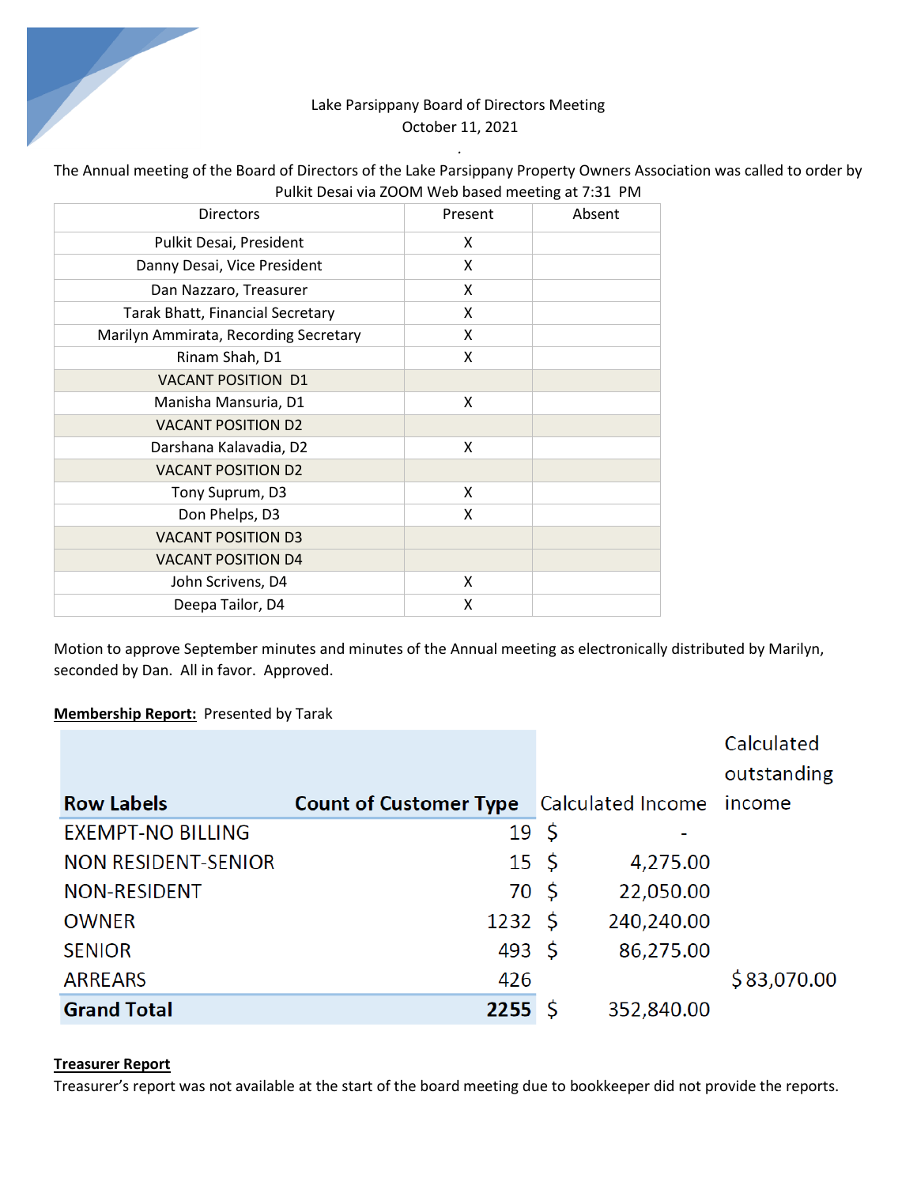Lake Parsippany Board of Directors Meeting
October 11, 2021

The Annual meeting of the Board of Directors of the Lake Parsippany Property Owners Association was called to order by Pulkit Desai via ZOOM Web based meeting at 7:31 PM

| Directors | Present | Absent |
|---|---|---|
| Pulkit Desai, President | X | |
| Danny Desai, Vice President | X | |
| Dan Nazzaro, Treasurer | X | |
| Tarak Bhatt, Financial Secretary | X | |
| Marilyn Ammirata, Recording Secretary | X | |
| Rinam Shah, D1 | X | |
| VACANT POSITION D1 | | |
| Manisha Mansuria, D1 | X | |
| VACANT POSITION D2 | | |
| Darshana Kalavadia, D2 | X | |
| VACANT POSITION D2 | | |
| Tony Suprum, D3 | X | |
| Don Phelps, D3 | X | |
| VACANT POSITION D3 | | |
| VACANT POSITION D4 | | |
| John Scrivens, D4 | X | |
| Deepa Tailor, D4 | X | |

Motion to approve September minutes and minutes of the Annual meeting as electronically distributed by Marilyn, seconded by Dan. All in favor. Approved.

**Membership Report:** Presented by Tarak

| Row Labels | Count of Customer Type | Calculated Income | Calculated outstanding income |
|---|---|---|---|
| EXEMPT-NO BILLING | 19 | $ - | |
| NON RESIDENT-SENIOR | 15 | $ 4,275.00 | |
| NON-RESIDENT | 70 | $ 22,050.00 | |
| OWNER | 1232 | $ 240,240.00 | |
| SENIOR | 493 | $ 86,275.00 | |
| ARREARS | 426 | | $ 83,070.00 |
| **Grand Total** | **2255** | $ 352,840.00 | |

**Treasurer Report**

Treasurer's report was not available at the start of the board meeting due to bookkeeper did not provide the reports.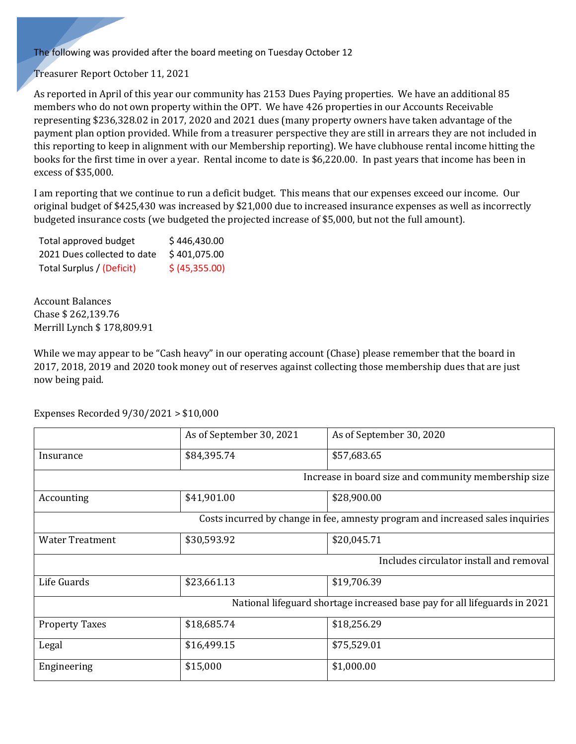The following was provided after the board meeting on Tuesday October 12

Treasurer Report October 11, 2021

As reported in April of this year our community has 2153 Dues Paying properties. We have an additional 85 members who do not own property within the OPT. We have 426 properties in our Accounts Receivable representing $236,328.02 in 2017, 2020 and 2021 dues (many property owners have taken advantage of the payment plan option provided. While from a treasurer perspective they are still in arrears they are not included in this reporting to keep in alignment with our Membership reporting). We have clubhouse rental income hitting the books for the first time in over a year. Rental income to date is $6,220.00. In past years that income has been in excess of $35,000.

I am reporting that we continue to run a deficit budget. This means that our expenses exceed our income. Our original budget of $425,430 was increased by $21,000 due to increased insurance expenses as well as incorrectly budgeted insurance costs (we budgeted the projected increase of $5,000, but not the full amount).

| | |
|---|---|
| Total approved budget | $ 446,430.00 |
| 2021 Dues collected to date | $ 401,075.00 |
| Total Surplus / (Deficit) | $ (45,355.00) |

Account Balances
Chase $ 262,139.76
Merrill Lynch $ 178,809.91

While we may appear to be "Cash heavy" in our operating account (Chase) please remember that the board in 2017, 2018, 2019 and 2020 took money out of reserves against collecting those membership dues that are just now being paid.

Expenses Recorded 9/30/2021 > $10,000

| | As of September 30, 2021 | As of September 30, 2020 |
|---|---|---|
| Insurance | $84,395.74 | $57,683.65 |
| Increase in board size and community membership size | | |
| Accounting | $41,901.00 | $28,900.00 |
| Costs incurred by change in fee, amnesty program and increased sales inquiries | | |
| Water Treatment | $30,593.92 | $20,045.71 |
| Includes circulator install and removal | | |
| Life Guards | $23,661.13 | $19,706.39 |
| National lifeguard shortage increased base pay for all lifeguards in 2021 | | |
| Property Taxes | $18,685.74 | $18,256.29 |
| Legal | $16,499.15 | $75,529.01 |
| Engineering | $15,000 | $1,000.00 |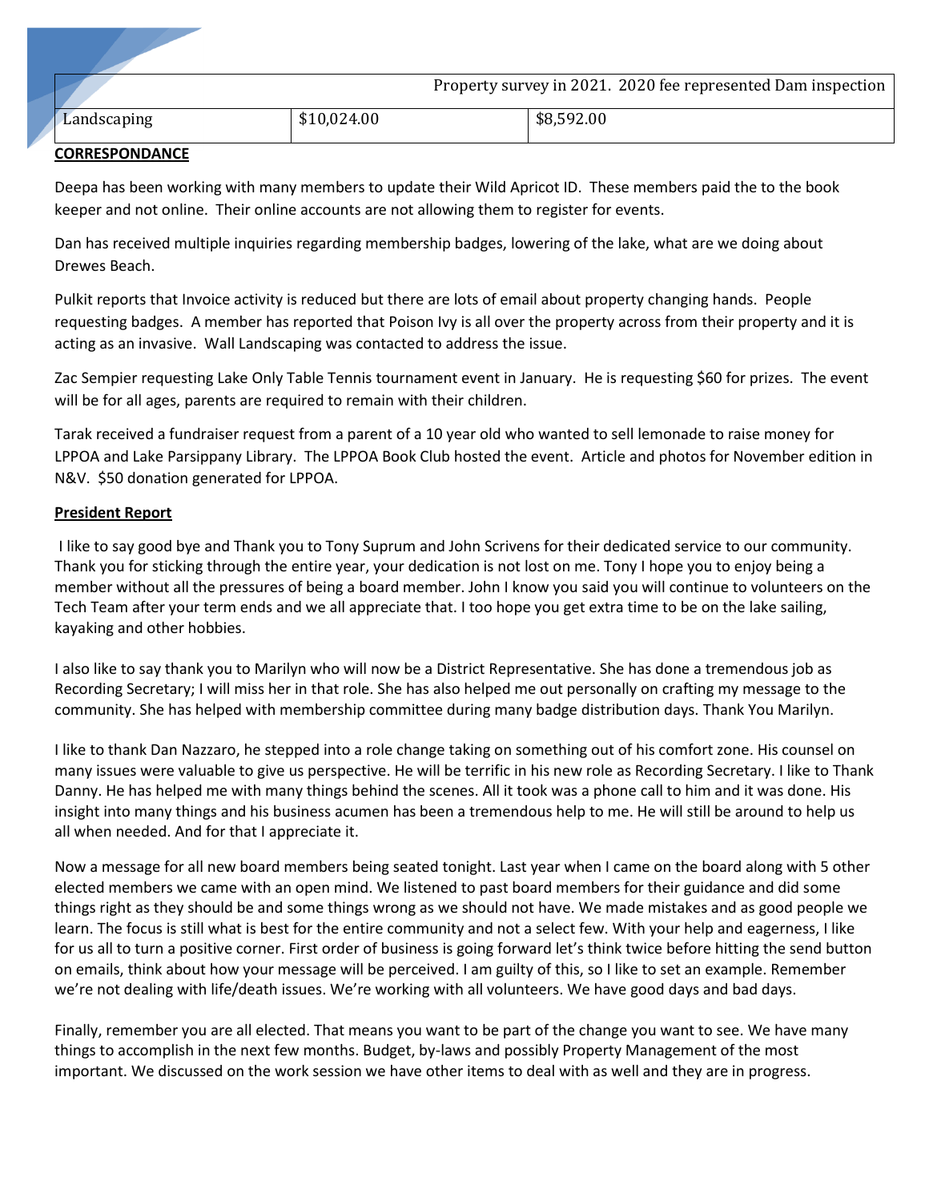| | | |
|---|---|---|
| | | Property survey in 2021. 2020 fee represented Dam inspection |
| Landscaping | $10,024.00 | $8,592.00 |

**CORRESPONDANCE**

Deepa has been working with many members to update their Wild Apricot ID. These members paid the to the book keeper and not online. Their online accounts are not allowing them to register for events.

Dan has received multiple inquiries regarding membership badges, lowering of the lake, what are we doing about Drewes Beach.

Pulkit reports that Invoice activity is reduced but there are lots of email about property changing hands. People requesting badges. A member has reported that Poison Ivy is all over the property across from their property and it is acting as an invasive. Wall Landscaping was contacted to address the issue.

Zac Sempier requesting Lake Only Table Tennis tournament event in January. He is requesting $60 for prizes. The event will be for all ages, parents are required to remain with their children.

Tarak received a fundraiser request from a parent of a 10 year old who wanted to sell lemonade to raise money for LPPOA and Lake Parsippany Library. The LPPOA Book Club hosted the event. Article and photos for November edition in N&V. $50 donation generated for LPPOA.

**President Report**

I like to say good bye and Thank you to Tony Suprum and John Scrivens for their dedicated service to our community. Thank you for sticking through the entire year, your dedication is not lost on me. Tony I hope you to enjoy being a member without all the pressures of being a board member. John I know you said you will continue to volunteers on the Tech Team after your term ends and we all appreciate that. I too hope you get extra time to be on the lake sailing, kayaking and other hobbies.

I also like to say thank you to Marilyn who will now be a District Representative. She has done a tremendous job as Recording Secretary; I will miss her in that role. She has also helped me out personally on crafting my message to the community. She has helped with membership committee during many badge distribution days. Thank You Marilyn.

I like to thank Dan Nazzaro, he stepped into a role change taking on something out of his comfort zone. His counsel on many issues were valuable to give us perspective. He will be terrific in his new role as Recording Secretary. I like to Thank Danny. He has helped me with many things behind the scenes. All it took was a phone call to him and it was done. His insight into many things and his business acumen has been a tremendous help to me. He will still be around to help us all when needed. And for that I appreciate it.

Now a message for all new board members being seated tonight. Last year when I came on the board along with 5 other elected members we came with an open mind. We listened to past board members for their guidance and did some things right as they should be and some things wrong as we should not have. We made mistakes and as good people we learn. The focus is still what is best for the entire community and not a select few. With your help and eagerness, I like for us all to turn a positive corner. First order of business is going forward let's think twice before hitting the send button on emails, think about how your message will be perceived. I am guilty of this, so I like to set an example. Remember we're not dealing with life/death issues. We're working with all volunteers. We have good days and bad days.

Finally, remember you are all elected. That means you want to be part of the change you want to see. We have many things to accomplish in the next few months. Budget, by-laws and possibly Property Management of the most important. We discussed on the work session we have other items to deal with as well and they are in progress.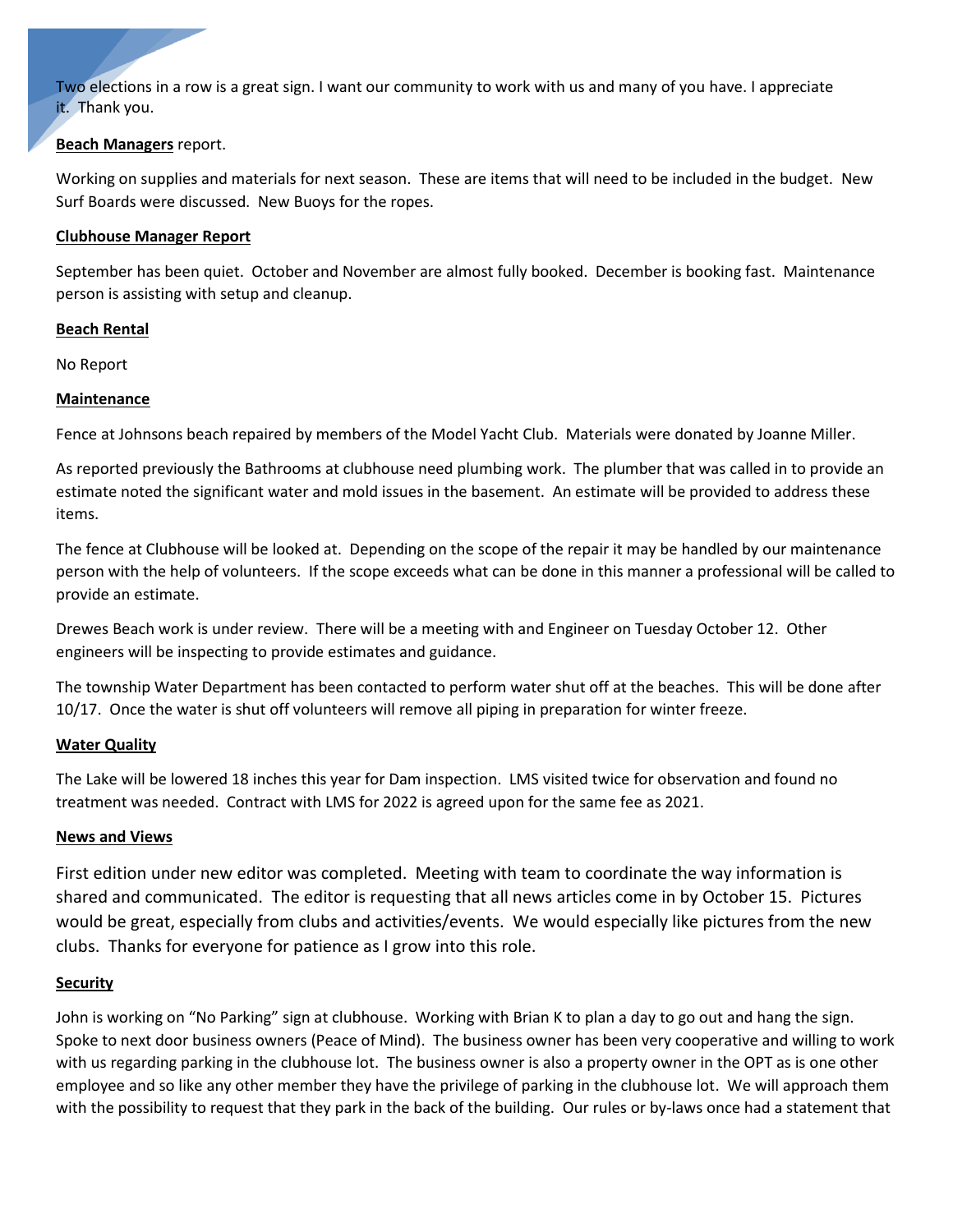Two elections in a row is a great sign. I want our community to work with us and many of you have. I appreciate it. Thank you.

**Beach Managers** report.

Working on supplies and materials for next season. These are items that will need to be included in the budget. New Surf Boards were discussed. New Buoys for the ropes.

**Clubhouse Manager Report**

September has been quiet. October and November are almost fully booked. December is booking fast. Maintenance person is assisting with setup and cleanup.

**Beach Rental**

No Report

**Maintenance**

Fence at Johnsons beach repaired by members of the Model Yacht Club. Materials were donated by Joanne Miller.

As reported previously the Bathrooms at clubhouse need plumbing work. The plumber that was called in to provide an estimate noted the significant water and mold issues in the basement. An estimate will be provided to address these items.

The fence at Clubhouse will be looked at. Depending on the scope of the repair it may be handled by our maintenance person with the help of volunteers. If the scope exceeds what can be done in this manner a professional will be called to provide an estimate.

Drewes Beach work is under review. There will be a meeting with and Engineer on Tuesday October 12. Other engineers will be inspecting to provide estimates and guidance.

The township Water Department has been contacted to perform water shut off at the beaches. This will be done after 10/17. Once the water is shut off volunteers will remove all piping in preparation for winter freeze.

**Water Quality**

The Lake will be lowered 18 inches this year for Dam inspection. LMS visited twice for observation and found no treatment was needed. Contract with LMS for 2022 is agreed upon for the same fee as 2021.

**News and Views**

First edition under new editor was completed. Meeting with team to coordinate the way information is shared and communicated. The editor is requesting that all news articles come in by October 15. Pictures would be great, especially from clubs and activities/events. We would especially like pictures from the new clubs. Thanks for everyone for patience as I grow into this role.

**Security**

John is working on "No Parking" sign at clubhouse. Working with Brian K to plan a day to go out and hang the sign. Spoke to next door business owners (Peace of Mind). The business owner has been very cooperative and willing to work with us regarding parking in the clubhouse lot. The business owner is also a property owner in the OPT as is one other employee and so like any other member they have the privilege of parking in the clubhouse lot. We will approach them with the possibility to request that they park in the back of the building. Our rules or by-laws once had a statement that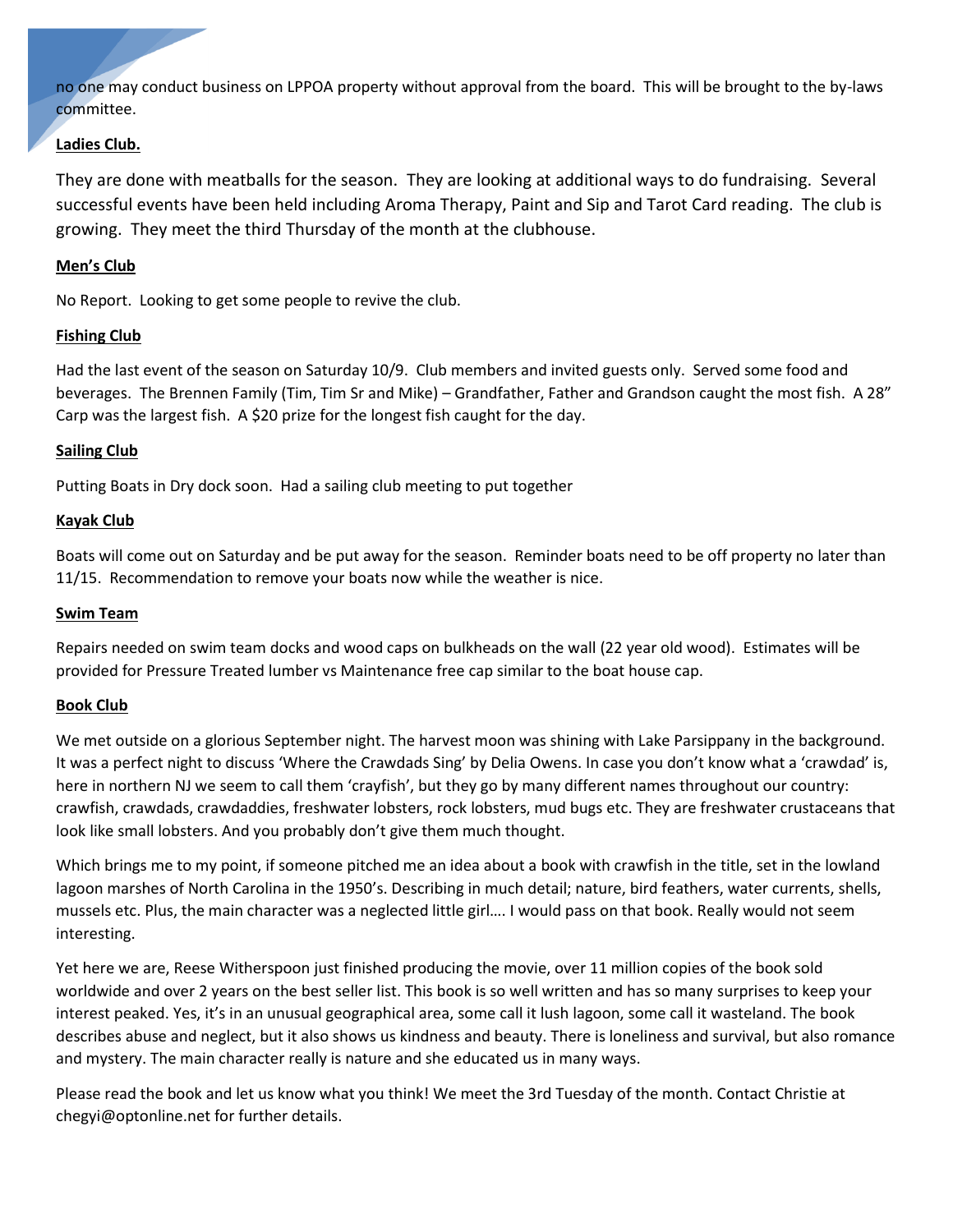no one may conduct business on LPPOA property without approval from the board. This will be brought to the by-laws committee.

**Ladies Club.**

They are done with meatballs for the season. They are looking at additional ways to do fundraising. Several successful events have been held including Aroma Therapy, Paint and Sip and Tarot Card reading. The club is growing. They meet the third Thursday of the month at the clubhouse.

**Men's Club**

No Report. Looking to get some people to revive the club.

**Fishing Club**

Had the last event of the season on Saturday 10/9. Club members and invited guests only. Served some food and beverages. The Brennen Family (Tim, Tim Sr and Mike) – Grandfather, Father and Grandson caught the most fish. A 28" Carp was the largest fish. A $20 prize for the longest fish caught for the day.

**Sailing Club**

Putting Boats in Dry dock soon. Had a sailing club meeting to put together

**Kayak Club**

Boats will come out on Saturday and be put away for the season. Reminder boats need to be off property no later than 11/15. Recommendation to remove your boats now while the weather is nice.

**Swim Team**

Repairs needed on swim team docks and wood caps on bulkheads on the wall (22 year old wood). Estimates will be provided for Pressure Treated lumber vs Maintenance free cap similar to the boat house cap.

**Book Club**

We met outside on a glorious September night. The harvest moon was shining with Lake Parsippany in the background. It was a perfect night to discuss 'Where the Crawdads Sing' by Delia Owens. In case you don't know what a 'crawdad' is, here in northern NJ we seem to call them 'crayfish', but they go by many different names throughout our country: crawfish, crawdads, crawdaddies, freshwater lobsters, rock lobsters, mud bugs etc. They are freshwater crustaceans that look like small lobsters. And you probably don't give them much thought.

Which brings me to my point, if someone pitched me an idea about a book with crawfish in the title, set in the lowland lagoon marshes of North Carolina in the 1950's. Describing in much detail; nature, bird feathers, water currents, shells, mussels etc. Plus, the main character was a neglected little girl…. I would pass on that book. Really would not seem interesting.

Yet here we are, Reese Witherspoon just finished producing the movie, over 11 million copies of the book sold worldwide and over 2 years on the best seller list. This book is so well written and has so many surprises to keep your interest peaked. Yes, it's in an unusual geographical area, some call it lush lagoon, some call it wasteland. The book describes abuse and neglect, but it also shows us kindness and beauty. There is loneliness and survival, but also romance and mystery. The main character really is nature and she educated us in many ways.

Please read the book and let us know what you think! We meet the 3rd Tuesday of the month. Contact Christie at chegyi@optonline.net for further details.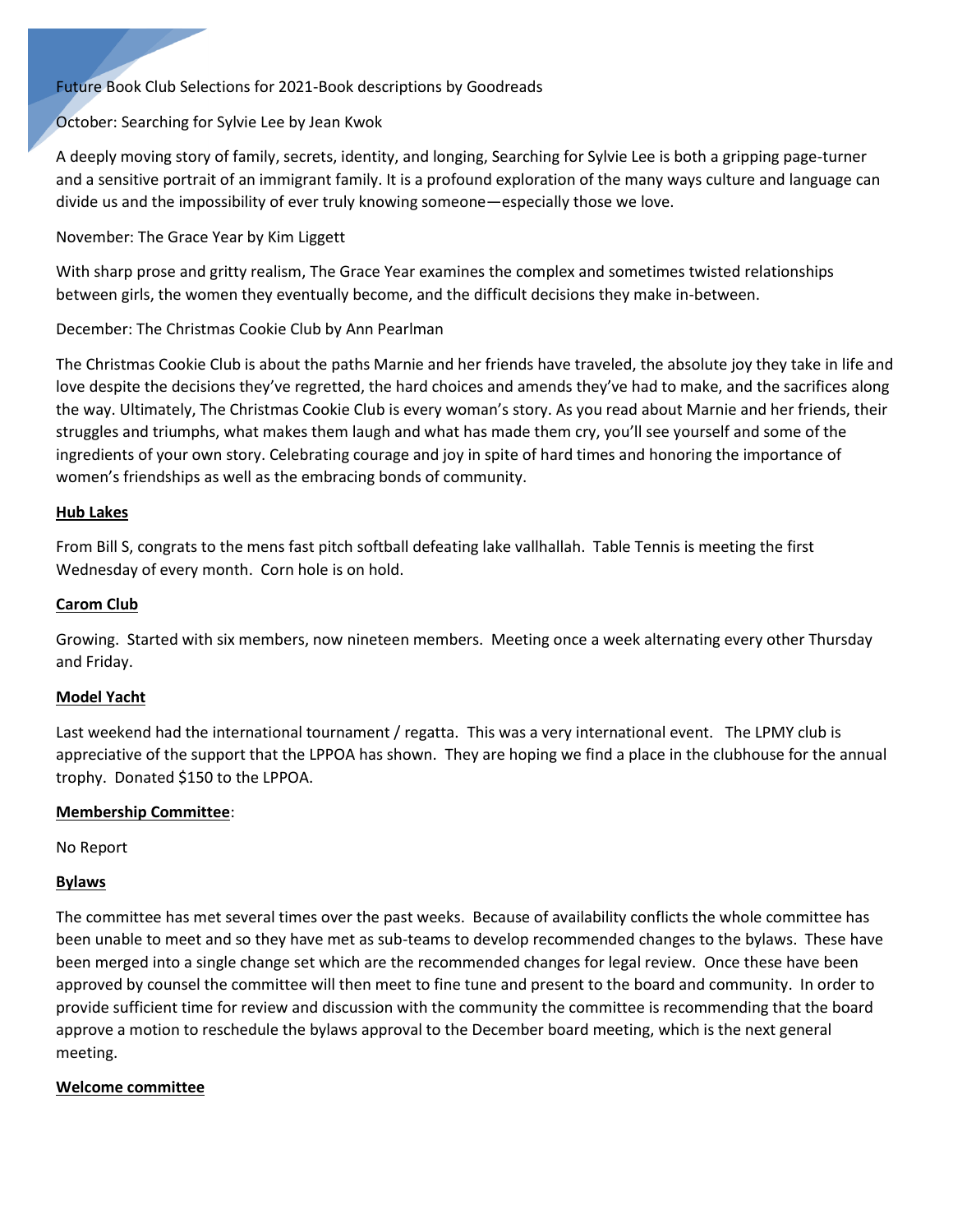Future Book Club Selections for 2021-Book descriptions by Goodreads

October: Searching for Sylvie Lee by Jean Kwok

A deeply moving story of family, secrets, identity, and longing, Searching for Sylvie Lee is both a gripping page-turner and a sensitive portrait of an immigrant family. It is a profound exploration of the many ways culture and language can divide us and the impossibility of ever truly knowing someone—especially those we love.

November: The Grace Year by Kim Liggett

With sharp prose and gritty realism, The Grace Year examines the complex and sometimes twisted relationships between girls, the women they eventually become, and the difficult decisions they make in-between.

December: The Christmas Cookie Club by Ann Pearlman

The Christmas Cookie Club is about the paths Marnie and her friends have traveled, the absolute joy they take in life and love despite the decisions they've regretted, the hard choices and amends they've had to make, and the sacrifices along the way. Ultimately, The Christmas Cookie Club is every woman's story. As you read about Marnie and her friends, their struggles and triumphs, what makes them laugh and what has made them cry, you'll see yourself and some of the ingredients of your own story. Celebrating courage and joy in spite of hard times and honoring the importance of women's friendships as well as the embracing bonds of community.

**Hub Lakes**

From Bill S, congrats to the mens fast pitch softball defeating lake vallhallah. Table Tennis is meeting the first Wednesday of every month. Corn hole is on hold.

**Carom Club**

Growing. Started with six members, now nineteen members. Meeting once a week alternating every other Thursday and Friday.

**Model Yacht**

Last weekend had the international tournament / regatta. This was a very international event. The LPMY club is appreciative of the support that the LPPOA has shown. They are hoping we find a place in the clubhouse for the annual trophy. Donated $150 to the LPPOA.

**Membership Committee**:

No Report

**Bylaws**

The committee has met several times over the past weeks. Because of availability conflicts the whole committee has been unable to meet and so they have met as sub-teams to develop recommended changes to the bylaws. These have been merged into a single change set which are the recommended changes for legal review. Once these have been approved by counsel the committee will then meet to fine tune and present to the board and community. In order to provide sufficient time for review and discussion with the community the committee is recommending that the board approve a motion to reschedule the bylaws approval to the December board meeting, which is the next general meeting.

**Welcome committee**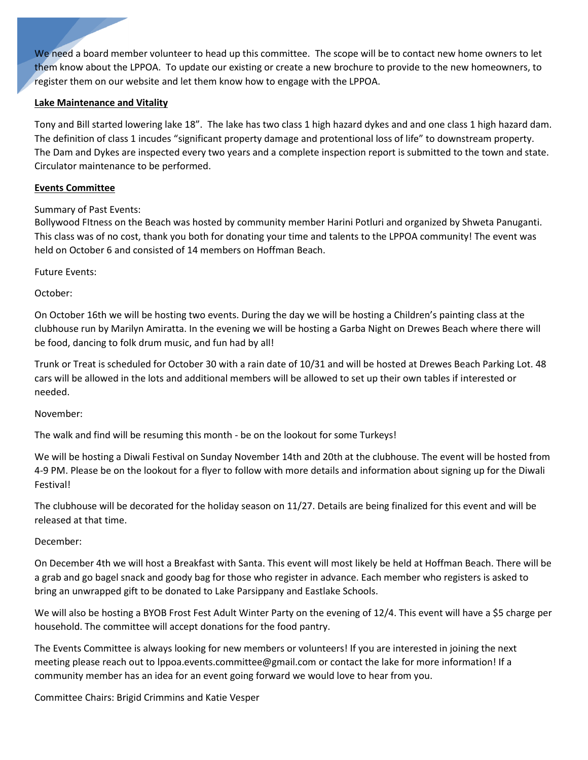We need a board member volunteer to head up this committee. The scope will be to contact new home owners to let them know about the LPPOA. To update our existing or create a new brochure to provide to the new homeowners, to register them on our website and let them know how to engage with the LPPOA.

**Lake Maintenance and Vitality**

Tony and Bill started lowering lake 18". The lake has two class 1 high hazard dykes and and one class 1 high hazard dam. The definition of class 1 incudes "significant property damage and protentional loss of life" to downstream property. The Dam and Dykes are inspected every two years and a complete inspection report is submitted to the town and state. Circulator maintenance to be performed.

**Events Committee**

Summary of Past Events:
Bollywood FItness on the Beach was hosted by community member Harini Potluri and organized by Shweta Panuganti. This class was of no cost, thank you both for donating your time and talents to the LPPOA community! The event was held on October 6 and consisted of 14 members on Hoffman Beach.

Future Events:

October:

On October 16th we will be hosting two events. During the day we will be hosting a Children's painting class at the clubhouse run by Marilyn Amiratta. In the evening we will be hosting a Garba Night on Drewes Beach where there will be food, dancing to folk drum music, and fun had by all!

Trunk or Treat is scheduled for October 30 with a rain date of 10/31 and will be hosted at Drewes Beach Parking Lot. 48 cars will be allowed in the lots and additional members will be allowed to set up their own tables if interested or needed.

November:

The walk and find will be resuming this month - be on the lookout for some Turkeys!

We will be hosting a Diwali Festival on Sunday November 14th and 20th at the clubhouse. The event will be hosted from 4-9 PM. Please be on the lookout for a flyer to follow with more details and information about signing up for the Diwali Festival!

The clubhouse will be decorated for the holiday season on 11/27. Details are being finalized for this event and will be released at that time.

December:

On December 4th we will host a Breakfast with Santa. This event will most likely be held at Hoffman Beach. There will be a grab and go bagel snack and goody bag for those who register in advance. Each member who registers is asked to bring an unwrapped gift to be donated to Lake Parsippany and Eastlake Schools.

We will also be hosting a BYOB Frost Fest Adult Winter Party on the evening of 12/4. This event will have a $5 charge per household. The committee will accept donations for the food pantry.

The Events Committee is always looking for new members or volunteers! If you are interested in joining the next meeting please reach out to lppoa.events.committee@gmail.com or contact the lake for more information! If a community member has an idea for an event going forward we would love to hear from you.

Committee Chairs: Brigid Crimmins and Katie Vesper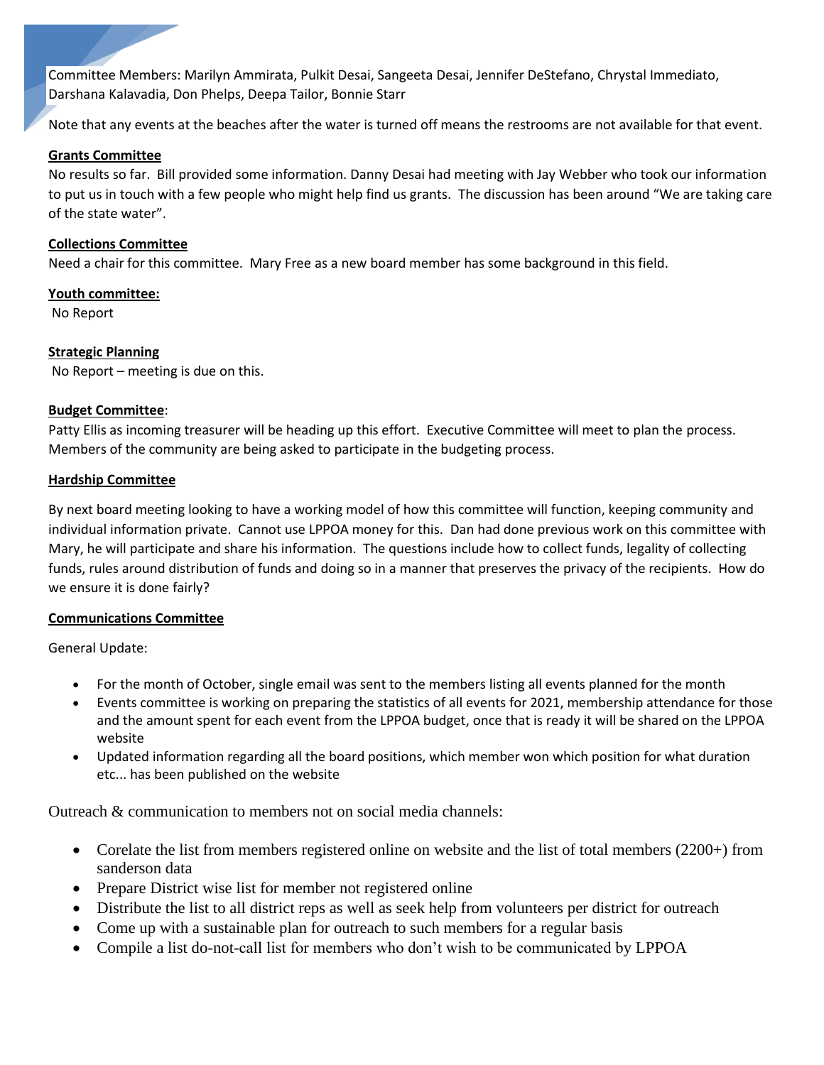Committee Members: Marilyn Ammirata, Pulkit Desai, Sangeeta Desai, Jennifer DeStefano, Chrystal Immediato, Darshana Kalavadia, Don Phelps, Deepa Tailor, Bonnie Starr

Note that any events at the beaches after the water is turned off means the restrooms are not available for that event.

**<u>Grants Committee</u>**

No results so far. Bill provided some information. Danny Desai had meeting with Jay Webber who took our information to put us in touch with a few people who might help find us grants. The discussion has been around "We are taking care of the state water".

**<u>Collections Committee</u>**

Need a chair for this committee. Mary Free as a new board member has some background in this field.

**<u>Youth committee:</u>**

No Report

**<u>Strategic Planning</u>**

No Report – meeting is due on this.

**<u>Budget Committee</u>**:

Patty Ellis as incoming treasurer will be heading up this effort. Executive Committee will meet to plan the process. Members of the community are being asked to participate in the budgeting process.

**<u>Hardship Committee</u>**

By next board meeting looking to have a working model of how this committee will function, keeping community and individual information private. Cannot use LPPOA money for this. Dan had done previous work on this committee with Mary, he will participate and share his information. The questions include how to collect funds, legality of collecting funds, rules around distribution of funds and doing so in a manner that preserves the privacy of the recipients. How do we ensure it is done fairly?

**<u>Communications Committee</u>**

General Update:

- For the month of October, single email was sent to the members listing all events planned for the month
- Events committee is working on preparing the statistics of all events for 2021, membership attendance for those and the amount spent for each event from the LPPOA budget, once that is ready it will be shared on the LPPOA website
- Updated information regarding all the board positions, which member won which position for what duration etc... has been published on the website

Outreach & communication to members not on social media channels:

- Corelate the list from members registered online on website and the list of total members (2200+) from sanderson data
- Prepare District wise list for member not registered online
- Distribute the list to all district reps as well as seek help from volunteers per district for outreach
- Come up with a sustainable plan for outreach to such members for a regular basis
- Compile a list do-not-call list for members who don't wish to be communicated by LPPOA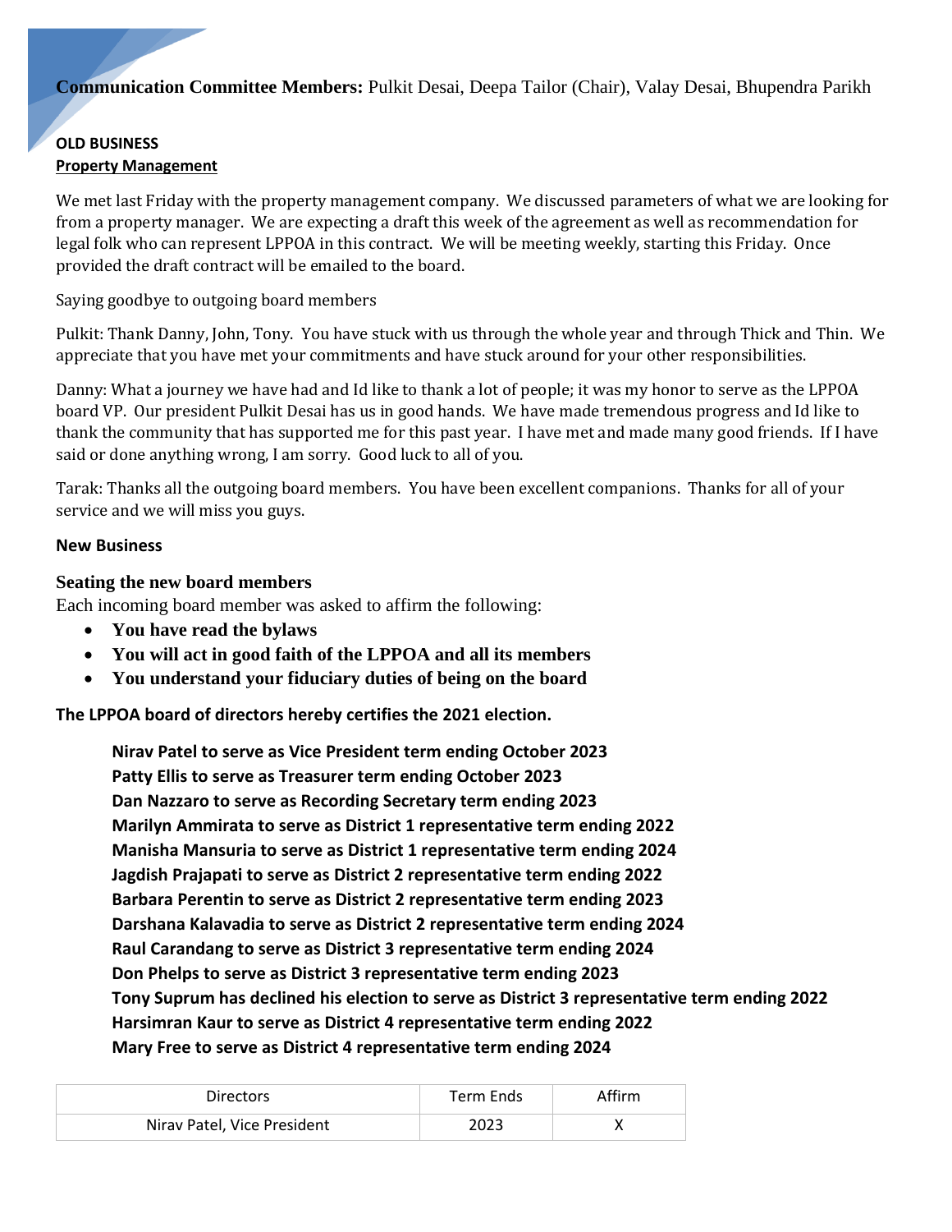**Communication Committee Members:** Pulkit Desai, Deepa Tailor (Chair), Valay Desai, Bhupendra Parikh

**OLD BUSINESS**

**Property Management**

We met last Friday with the property management company. We discussed parameters of what we are looking for from a property manager. We are expecting a draft this week of the agreement as well as recommendation for legal folk who can represent LPPOA in this contract. We will be meeting weekly, starting this Friday. Once provided the draft contract will be emailed to the board.

Saying goodbye to outgoing board members

Pulkit: Thank Danny, John, Tony. You have stuck with us through the whole year and through Thick and Thin. We appreciate that you have met your commitments and have stuck around for your other responsibilities.

Danny: What a journey we have had and Id like to thank a lot of people; it was my honor to serve as the LPPOA board VP. Our president Pulkit Desai has us in good hands. We have made tremendous progress and Id like to thank the community that has supported me for this past year. I have met and made many good friends. If I have said or done anything wrong, I am sorry. Good luck to all of you.

Tarak: Thanks all the outgoing board members. You have been excellent companions. Thanks for all of your service and we will miss you guys.

**New Business**

**Seating the new board members**

Each incoming board member was asked to affirm the following:

- **You have read the bylaws**
- **You will act in good faith of the LPPOA and all its members**
- **You understand your fiduciary duties of being on the board**

**The LPPOA board of directors hereby certifies the 2021 election.**

**Nirav Patel to serve as Vice President term ending October 2023**
**Patty Ellis to serve as Treasurer term ending October 2023**
**Dan Nazzaro to serve as Recording Secretary term ending 2023**
**Marilyn Ammirata to serve as District 1 representative term ending 2022**
**Manisha Mansuria to serve as District 1 representative term ending 2024**
**Jagdish Prajapati to serve as District 2 representative term ending 2022**
**Barbara Perentin to serve as District 2 representative term ending 2023**
**Darshana Kalavadia to serve as District 2 representative term ending 2024**
**Raul Carandang to serve as District 3 representative term ending 2024**
**Don Phelps to serve as District 3 representative term ending 2023**
**Tony Suprum has declined his election to serve as District 3 representative term ending 2022**
**Harsimran Kaur to serve as District 4 representative term ending 2022**
**Mary Free to serve as District 4 representative term ending 2024**

| Directors | Term Ends | Affirm |
|---|---|---|
| Nirav Patel, Vice President | 2023 | X |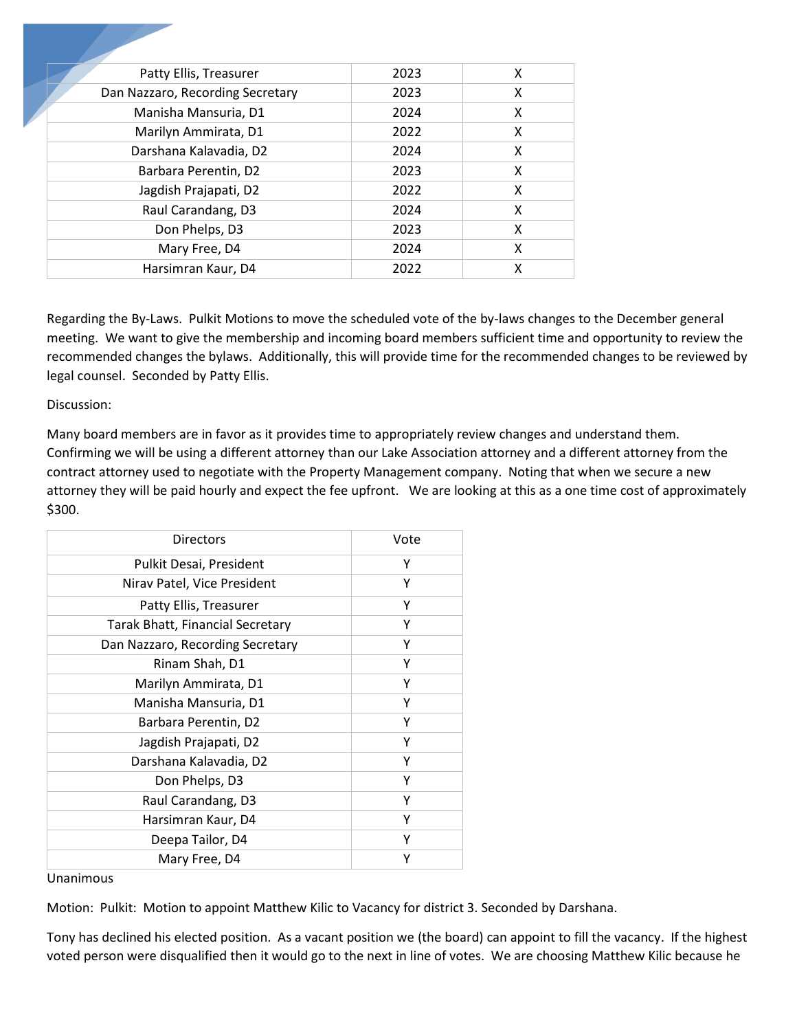| | | |
|---|---|---|
| Patty Ellis, Treasurer | 2023 | X |
| Dan Nazzaro, Recording Secretary | 2023 | X |
| Manisha Mansuria, D1 | 2024 | X |
| Marilyn Ammirata, D1 | 2022 | X |
| Darshana Kalavadia, D2 | 2024 | X |
| Barbara Perentin, D2 | 2023 | X |
| Jagdish Prajapati, D2 | 2022 | X |
| Raul Carandang, D3 | 2024 | X |
| Don Phelps, D3 | 2023 | X |
| Mary Free, D4 | 2024 | X |
| Harsimran Kaur, D4 | 2022 | X |

Regarding the By-Laws. Pulkit Motions to move the scheduled vote of the by-laws changes to the December general meeting. We want to give the membership and incoming board members sufficient time and opportunity to review the recommended changes the bylaws. Additionally, this will provide time for the recommended changes to be reviewed by legal counsel. Seconded by Patty Ellis.

Discussion:

Many board members are in favor as it provides time to appropriately review changes and understand them. Confirming we will be using a different attorney than our Lake Association attorney and a different attorney from the contract attorney used to negotiate with the Property Management company. Noting that when we secure a new attorney they will be paid hourly and expect the fee upfront. We are looking at this as a one time cost of approximately $300.

| Directors | Vote |
|---|---|
| Pulkit Desai, President | Y |
| Nirav Patel, Vice President | Y |
| Patty Ellis, Treasurer | Y |
| Tarak Bhatt, Financial Secretary | Y |
| Dan Nazzaro, Recording Secretary | Y |
| Rinam Shah, D1 | Y |
| Marilyn Ammirata, D1 | Y |
| Manisha Mansuria, D1 | Y |
| Barbara Perentin, D2 | Y |
| Jagdish Prajapati, D2 | Y |
| Darshana Kalavadia, D2 | Y |
| Don Phelps, D3 | Y |
| Raul Carandang, D3 | Y |
| Harsimran Kaur, D4 | Y |
| Deepa Tailor, D4 | Y |
| Mary Free, D4 | Y |

Unanimous

Motion: Pulkit: Motion to appoint Matthew Kilic to Vacancy for district 3. Seconded by Darshana.

Tony has declined his elected position. As a vacant position we (the board) can appoint to fill the vacancy. If the highest voted person were disqualified then it would go to the next in line of votes. We are choosing Matthew Kilic because he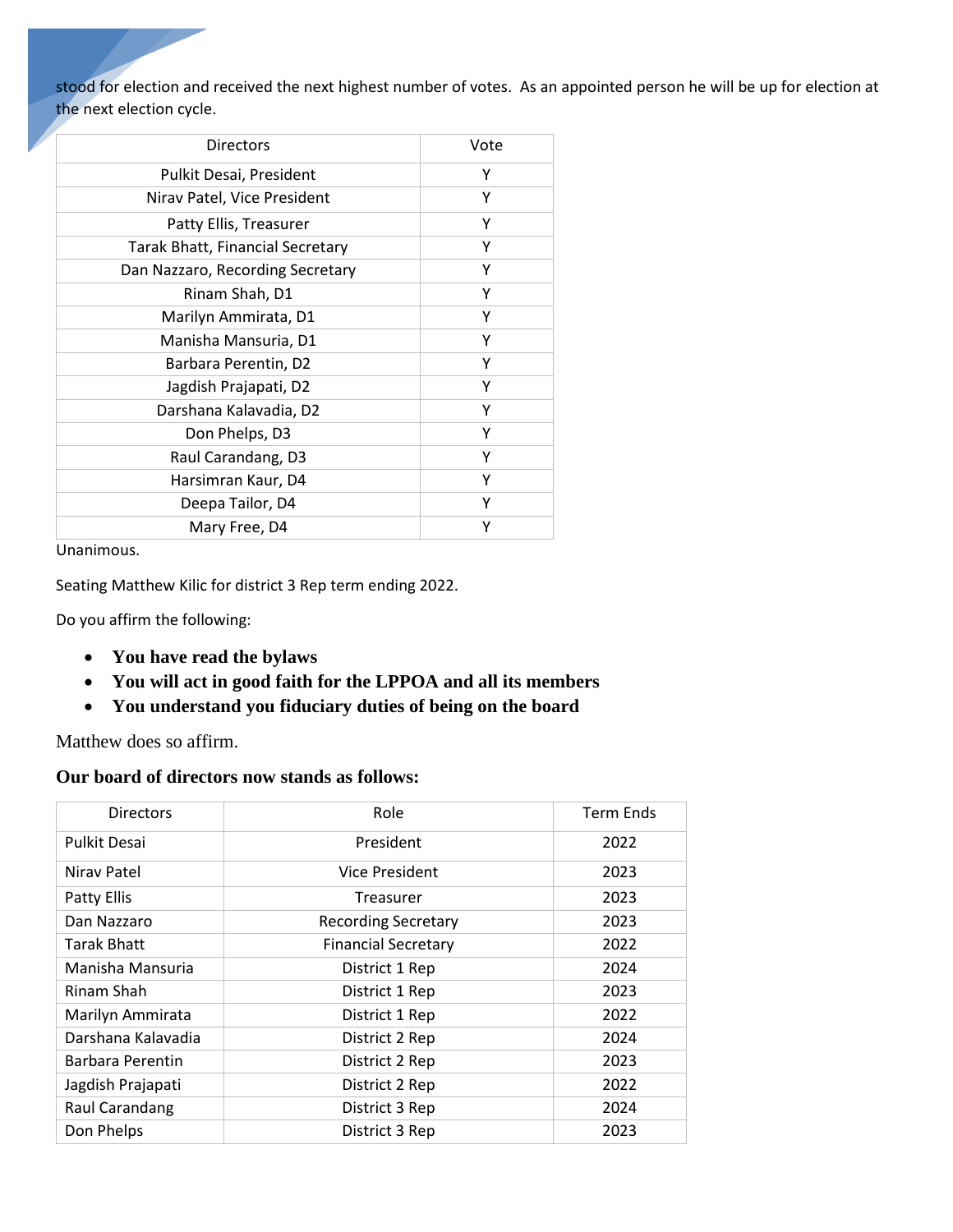stood for election and received the next highest number of votes. As an appointed person he will be up for election at the next election cycle.

| Directors | Vote |
|---|---|
| Pulkit Desai, President | Y |
| Nirav Patel, Vice President | Y |
| Patty Ellis, Treasurer | Y |
| Tarak Bhatt, Financial Secretary | Y |
| Dan Nazzaro, Recording Secretary | Y |
| Rinam Shah, D1 | Y |
| Marilyn Ammirata, D1 | Y |
| Manisha Mansuria, D1 | Y |
| Barbara Perentin, D2 | Y |
| Jagdish Prajapati, D2 | Y |
| Darshana Kalavadia, D2 | Y |
| Don Phelps, D3 | Y |
| Raul Carandang, D3 | Y |
| Harsimran Kaur, D4 | Y |
| Deepa Tailor, D4 | Y |
| Mary Free, D4 | Y |

Unanimous.

Seating Matthew Kilic for district 3 Rep term ending 2022.

Do you affirm the following:

- **You have read the bylaws**
- **You will act in good faith for the LPPOA and all its members**
- **You understand you fiduciary duties of being on the board**

Matthew does so affirm.

### Our board of directors now stands as follows:

| Directors | Role | Term Ends |
|---|---|---|
| Pulkit Desai | President | 2022 |
| Nirav Patel | Vice President | 2023 |
| Patty Ellis | Treasurer | 2023 |
| Dan Nazzaro | Recording Secretary | 2023 |
| Tarak Bhatt | Financial Secretary | 2022 |
| Manisha Mansuria | District 1 Rep | 2024 |
| Rinam Shah | District 1 Rep | 2023 |
| Marilyn Ammirata | District 1 Rep | 2022 |
| Darshana Kalavadia | District 2 Rep | 2024 |
| Barbara Perentin | District 2 Rep | 2023 |
| Jagdish Prajapati | District 2 Rep | 2022 |
| Raul Carandang | District 3 Rep | 2024 |
| Don Phelps | District 3 Rep | 2023 |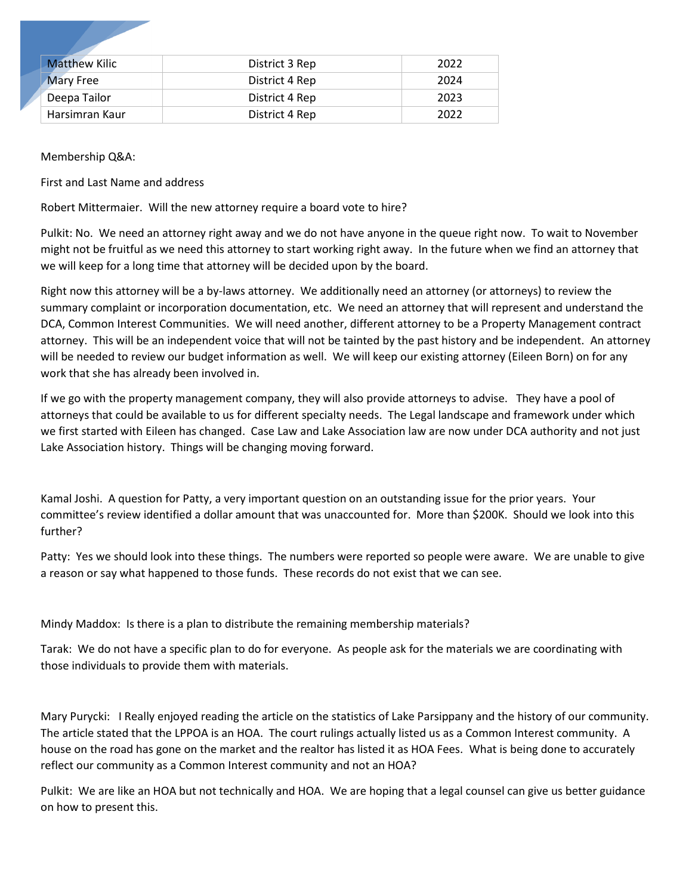| Matthew Kilic | District 3 Rep | 2022 |
|---|---|---|
| Mary Free | District 4 Rep | 2024 |
| Deepa Tailor | District 4 Rep | 2023 |
| Harsimran Kaur | District 4 Rep | 2022 |

Membership Q&A:

First and Last Name and address

Robert Mittermaier. Will the new attorney require a board vote to hire?

Pulkit: No. We need an attorney right away and we do not have anyone in the queue right now. To wait to November might not be fruitful as we need this attorney to start working right away. In the future when we find an attorney that we will keep for a long time that attorney will be decided upon by the board.

Right now this attorney will be a by-laws attorney. We additionally need an attorney (or attorneys) to review the summary complaint or incorporation documentation, etc. We need an attorney that will represent and understand the DCA, Common Interest Communities. We will need another, different attorney to be a Property Management contract attorney. This will be an independent voice that will not be tainted by the past history and be independent. An attorney will be needed to review our budget information as well. We will keep our existing attorney (Eileen Born) on for any work that she has already been involved in.

If we go with the property management company, they will also provide attorneys to advise. They have a pool of attorneys that could be available to us for different specialty needs. The Legal landscape and framework under which we first started with Eileen has changed. Case Law and Lake Association law are now under DCA authority and not just Lake Association history. Things will be changing moving forward.

Kamal Joshi. A question for Patty, a very important question on an outstanding issue for the prior years. Your committee's review identified a dollar amount that was unaccounted for. More than $200K. Should we look into this further?

Patty: Yes we should look into these things. The numbers were reported so people were aware. We are unable to give a reason or say what happened to those funds. These records do not exist that we can see.

Mindy Maddox: Is there is a plan to distribute the remaining membership materials?

Tarak: We do not have a specific plan to do for everyone. As people ask for the materials we are coordinating with those individuals to provide them with materials.

Mary Purycki: I Really enjoyed reading the article on the statistics of Lake Parsippany and the history of our community. The article stated that the LPPOA is an HOA. The court rulings actually listed us as a Common Interest community. A house on the road has gone on the market and the realtor has listed it as HOA Fees. What is being done to accurately reflect our community as a Common Interest community and not an HOA?

Pulkit: We are like an HOA but not technically and HOA. We are hoping that a legal counsel can give us better guidance on how to present this.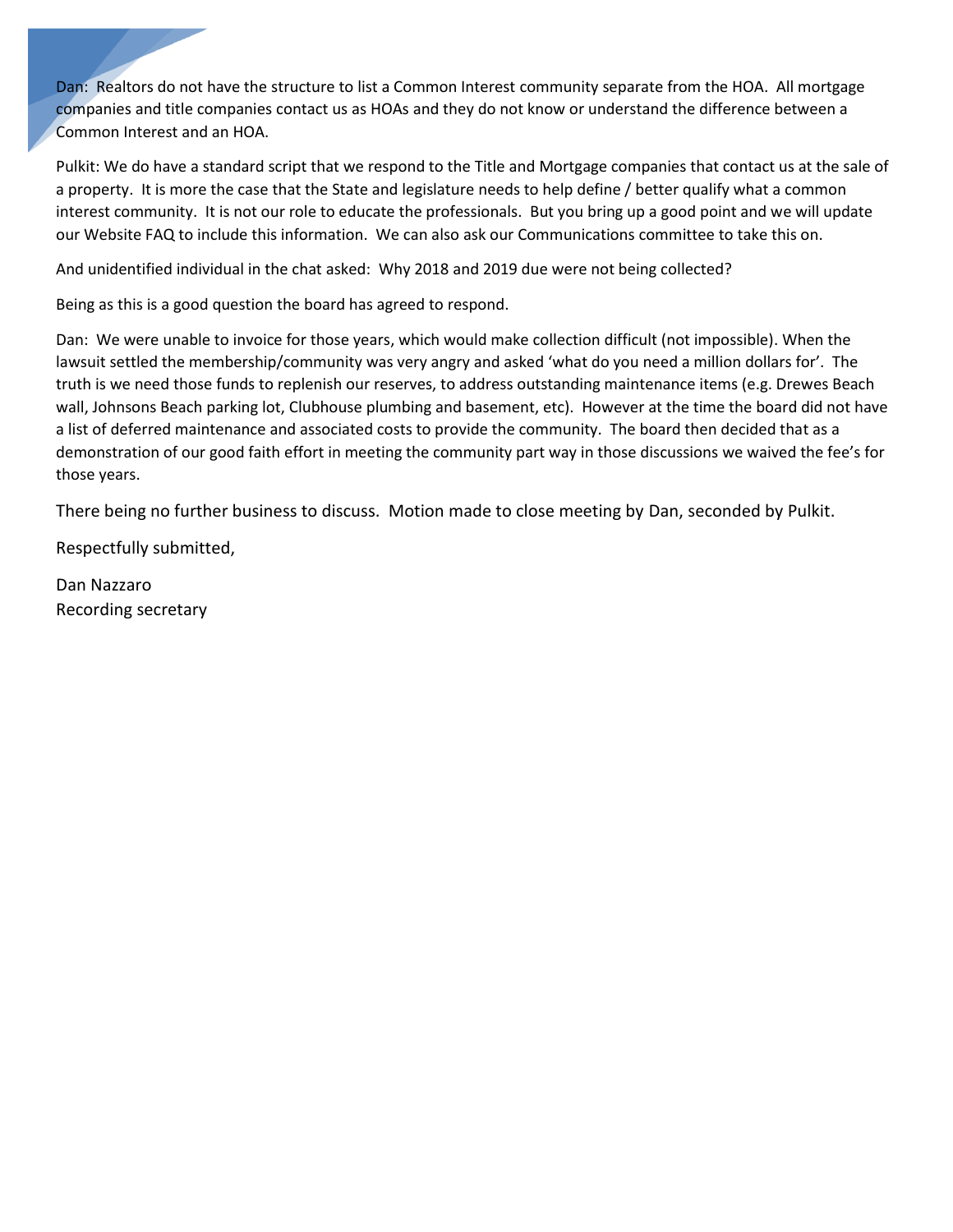Dan: Realtors do not have the structure to list a Common Interest community separate from the HOA. All mortgage companies and title companies contact us as HOAs and they do not know or understand the difference between a Common Interest and an HOA.

Pulkit: We do have a standard script that we respond to the Title and Mortgage companies that contact us at the sale of a property. It is more the case that the State and legislature needs to help define / better qualify what a common interest community. It is not our role to educate the professionals. But you bring up a good point and we will update our Website FAQ to include this information. We can also ask our Communications committee to take this on.

And unidentified individual in the chat asked: Why 2018 and 2019 due were not being collected?

Being as this is a good question the board has agreed to respond.

Dan: We were unable to invoice for those years, which would make collection difficult (not impossible). When the lawsuit settled the membership/community was very angry and asked 'what do you need a million dollars for'. The truth is we need those funds to replenish our reserves, to address outstanding maintenance items (e.g. Drewes Beach wall, Johnsons Beach parking lot, Clubhouse plumbing and basement, etc). However at the time the board did not have a list of deferred maintenance and associated costs to provide the community. The board then decided that as a demonstration of our good faith effort in meeting the community part way in those discussions we waived the fee's for those years.

There being no further business to discuss. Motion made to close meeting by Dan, seconded by Pulkit.

Respectfully submitted,

Dan Nazzaro
Recording secretary